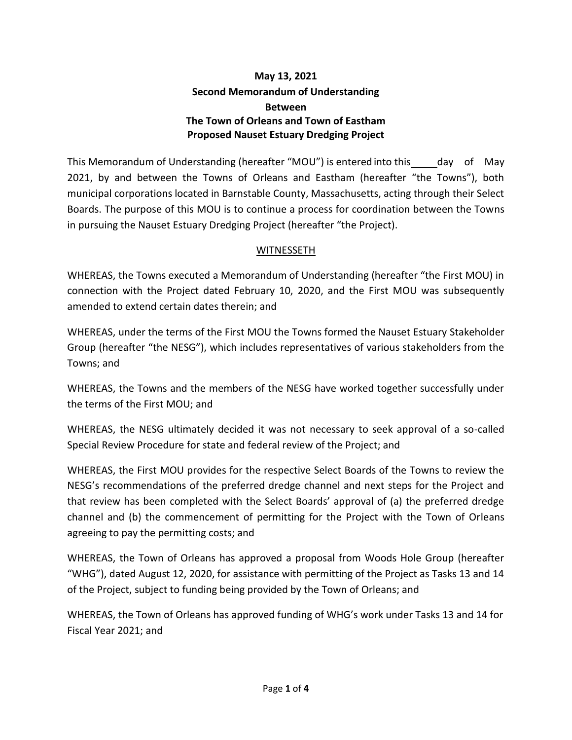# May 13, 2021
## Second Memorandum of Understanding
## Between
## The Town of Orleans and Town of Eastham
## Proposed Nauset Estuary Dredging Project

This Memorandum of Understanding (hereafter "MOU") is entered into this _____ day of May 2021, by and between the Towns of Orleans and Eastham (hereafter "the Towns"), both municipal corporations located in Barnstable County, Massachusetts, acting through their Select Boards. The purpose of this MOU is to continue a process for coordination between the Towns in pursuing the Nauset Estuary Dredging Project (hereafter "the Project).

<u>WITNESSETH</u>

WHEREAS, the Towns executed a Memorandum of Understanding (hereafter "the First MOU) in connection with the Project dated February 10, 2020, and the First MOU was subsequently amended to extend certain dates therein; and

WHEREAS, under the terms of the First MOU the Towns formed the Nauset Estuary Stakeholder Group (hereafter "the NESG"), which includes representatives of various stakeholders from the Towns; and

WHEREAS, the Towns and the members of the NESG have worked together successfully under the terms of the First MOU; and

WHEREAS, the NESG ultimately decided it was not necessary to seek approval of a so-called Special Review Procedure for state and federal review of the Project; and

WHEREAS, the First MOU provides for the respective Select Boards of the Towns to review the NESG's recommendations of the preferred dredge channel and next steps for the Project and that review has been completed with the Select Boards' approval of (a) the preferred dredge channel and (b) the commencement of permitting for the Project with the Town of Orleans agreeing to pay the permitting costs; and

WHEREAS, the Town of Orleans has approved a proposal from Woods Hole Group (hereafter "WHG"), dated August 12, 2020, for assistance with permitting of the Project as Tasks 13 and 14 of the Project, subject to funding being provided by the Town of Orleans; and

WHEREAS, the Town of Orleans has approved funding of WHG's work under Tasks 13 and 14 for Fiscal Year 2021; and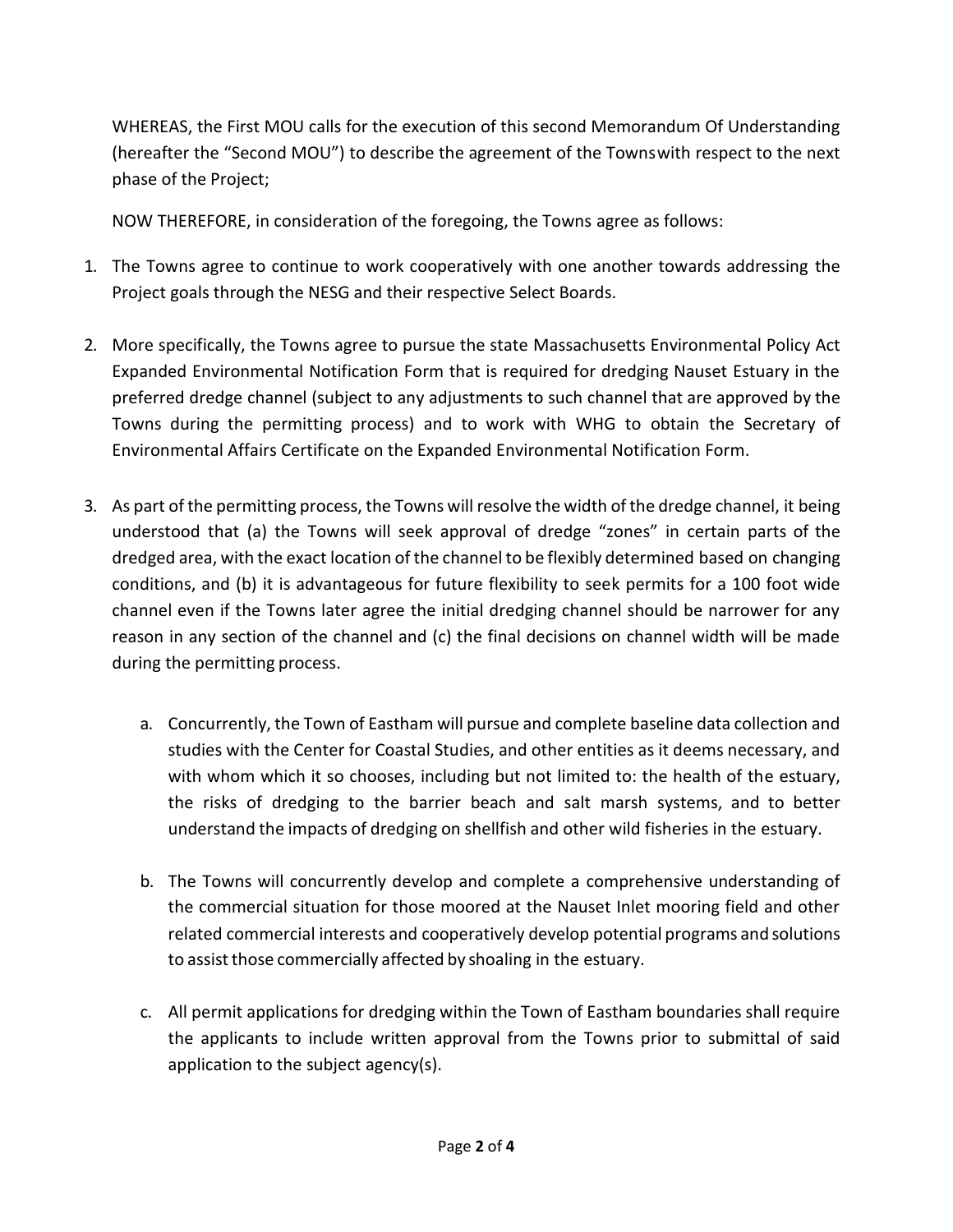WHEREAS, the First MOU calls for the execution of this second Memorandum Of Understanding (hereafter the "Second MOU") to describe the agreement of the Towns with respect to the next phase of the Project;

NOW THEREFORE, in consideration of the foregoing, the Towns agree as follows:

1. The Towns agree to continue to work cooperatively with one another towards addressing the Project goals through the NESG and their respective Select Boards.

2. More specifically, the Towns agree to pursue the state Massachusetts Environmental Policy Act Expanded Environmental Notification Form that is required for dredging Nauset Estuary in the preferred dredge channel (subject to any adjustments to such channel that are approved by the Towns during the permitting process) and to work with WHG to obtain the Secretary of Environmental Affairs Certificate on the Expanded Environmental Notification Form.

3. As part of the permitting process, the Towns will resolve the width of the dredge channel, it being understood that (a) the Towns will seek approval of dredge "zones" in certain parts of the dredged area, with the exact location of the channel to be flexibly determined based on changing conditions, and (b) it is advantageous for future flexibility to seek permits for a 100 foot wide channel even if the Towns later agree the initial dredging channel should be narrower for any reason in any section of the channel and (c) the final decisions on channel width will be made during the permitting process.

    a. Concurrently, the Town of Eastham will pursue and complete baseline data collection and studies with the Center for Coastal Studies, and other entities as it deems necessary, and with whom which it so chooses, including but not limited to: the health of the estuary, the risks of dredging to the barrier beach and salt marsh systems, and to better understand the impacts of dredging on shellfish and other wild fisheries in the estuary.

    b. The Towns will concurrently develop and complete a comprehensive understanding of the commercial situation for those moored at the Nauset Inlet mooring field and other related commercial interests and cooperatively develop potential programs and solutions to assist those commercially affected by shoaling in the estuary.

    c. All permit applications for dredging within the Town of Eastham boundaries shall require the applicants to include written approval from the Towns prior to submittal of said application to the subject agency(s).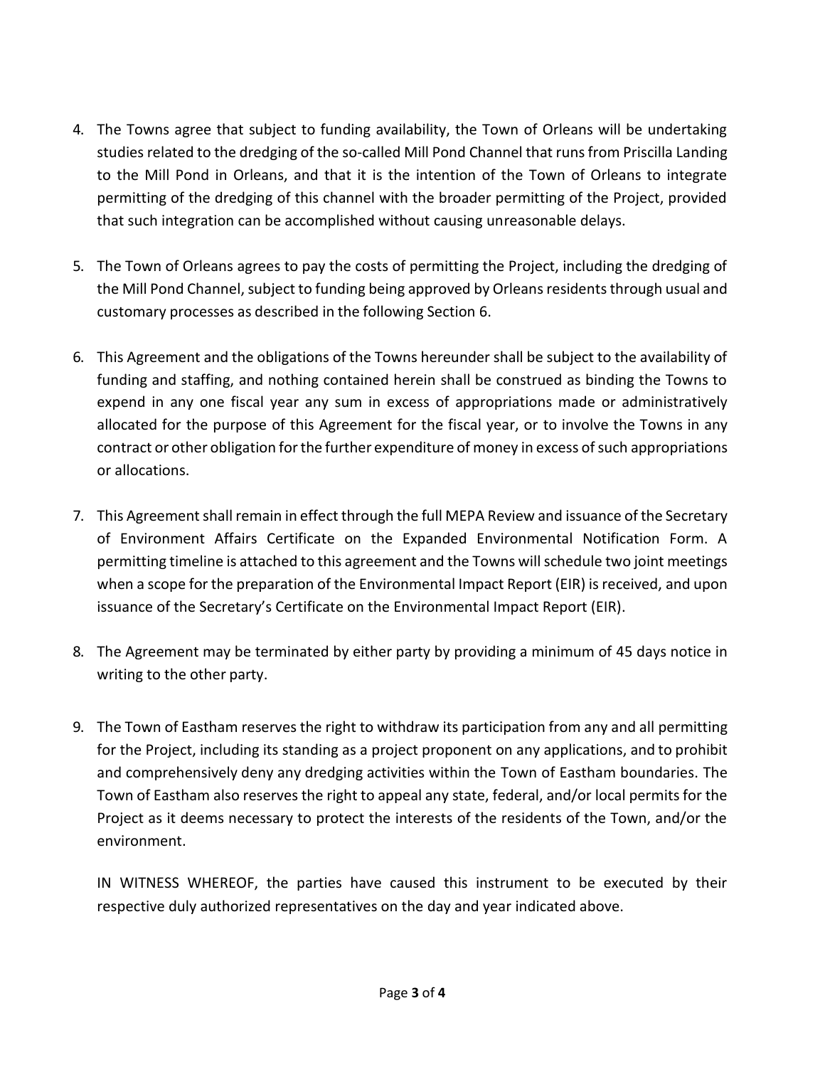4. The Towns agree that subject to funding availability, the Town of Orleans will be undertaking studies related to the dredging of the so-called Mill Pond Channel that runs from Priscilla Landing to the Mill Pond in Orleans, and that it is the intention of the Town of Orleans to integrate permitting of the dredging of this channel with the broader permitting of the Project, provided that such integration can be accomplished without causing unreasonable delays.

5. The Town of Orleans agrees to pay the costs of permitting the Project, including the dredging of the Mill Pond Channel, subject to funding being approved by Orleans residents through usual and customary processes as described in the following Section 6.

6. This Agreement and the obligations of the Towns hereunder shall be subject to the availability of funding and staffing, and nothing contained herein shall be construed as binding the Towns to expend in any one fiscal year any sum in excess of appropriations made or administratively allocated for the purpose of this Agreement for the fiscal year, or to involve the Towns in any contract or other obligation for the further expenditure of money in excess of such appropriations or allocations.

7. This Agreement shall remain in effect through the full MEPA Review and issuance of the Secretary of Environment Affairs Certificate on the Expanded Environmental Notification Form. A permitting timeline is attached to this agreement and the Towns will schedule two joint meetings when a scope for the preparation of the Environmental Impact Report (EIR) is received, and upon issuance of the Secretary's Certificate on the Environmental Impact Report (EIR).

8. The Agreement may be terminated by either party by providing a minimum of 45 days notice in writing to the other party.

9. The Town of Eastham reserves the right to withdraw its participation from any and all permitting for the Project, including its standing as a project proponent on any applications, and to prohibit and comprehensively deny any dredging activities within the Town of Eastham boundaries. The Town of Eastham also reserves the right to appeal any state, federal, and/or local permits for the Project as it deems necessary to protect the interests of the residents of the Town, and/or the environment.

IN WITNESS WHEREOF, the parties have caused this instrument to be executed by their respective duly authorized representatives on the day and year indicated above.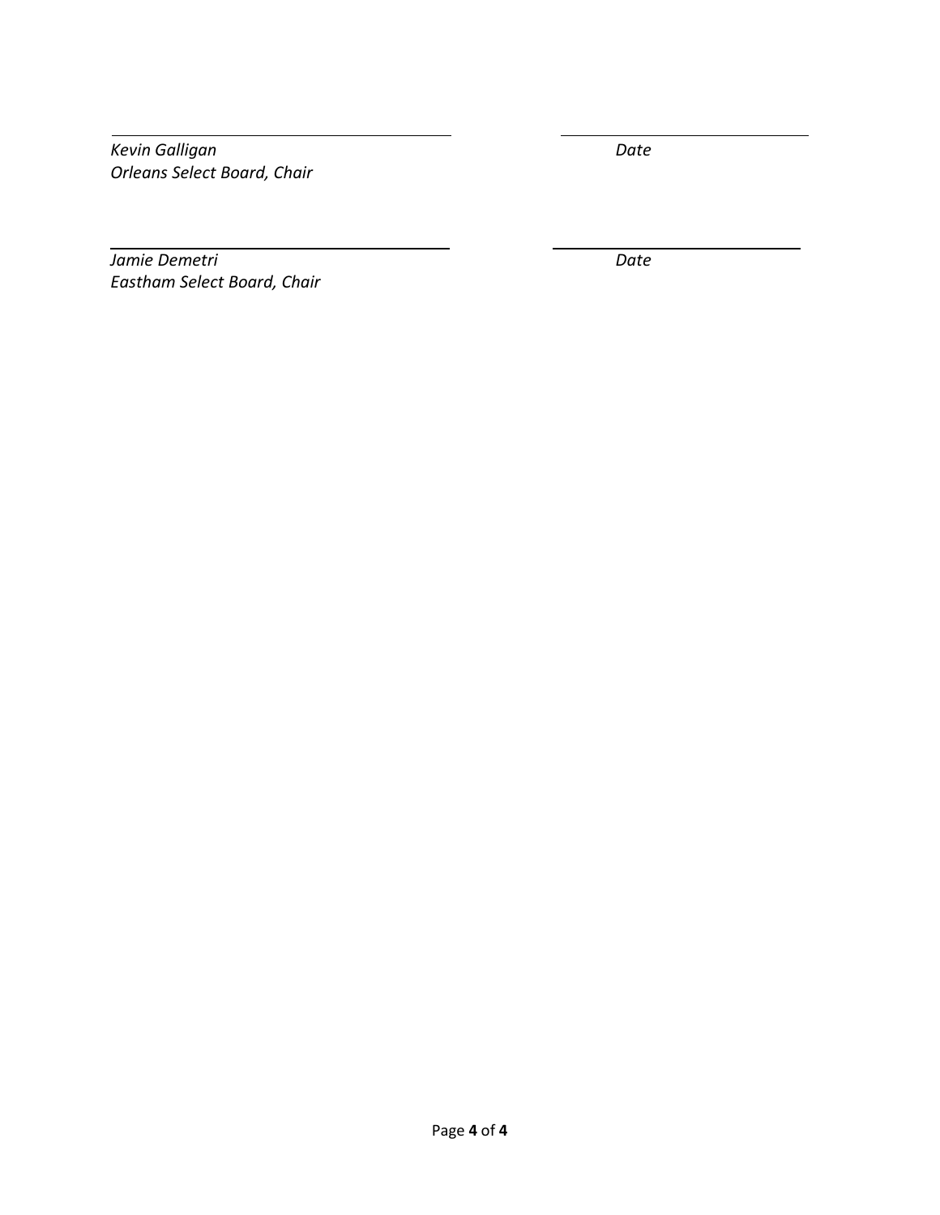\_\_\_\_\_\_\_\_\_\_\_\_\_\_\_\_\_\_\_\_\_\_\_\_\_\_\_\_\_\_\_\_\_\_\_\_ \_\_\_\_\_\_\_\_\_\_\_\_\_\_\_\_\_\_\_\_\_\_\_\_\_\_

*Kevin Galligan* *Date*
*Orleans Select Board, Chair*

\_\_\_\_\_\_\_\_\_\_\_\_\_\_\_\_\_\_\_\_\_\_\_\_\_\_\_\_\_\_\_\_\_\_\_\_ \_\_\_\_\_\_\_\_\_\_\_\_\_\_\_\_\_\_\_\_\_\_\_\_\_\_

*Jamie Demetri* *Date*
*Eastham Select Board, Chair*